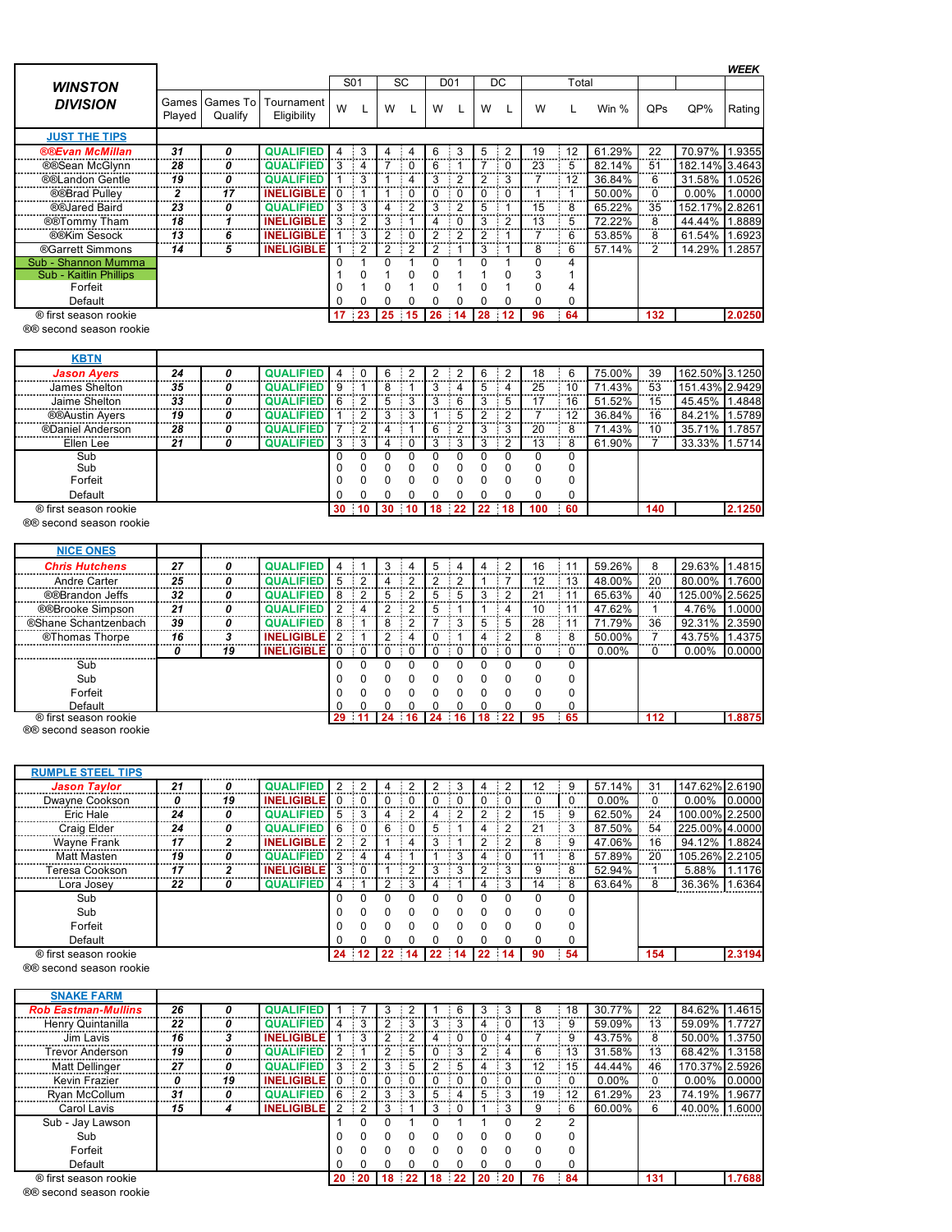# WINSTON DIVISION

WEEK

| | Games Played | Games To Qualify | Tournament Eligibility | S01 W | S01 L | SC W | SC L | D01 W | D01 L | DC W | DC L | Total W | Total L | Win % | QPs | QP% | Rating |
|---|---|---|---|---|---|---|---|---|---|---|---|---|---|---|---|---|---|
| **JUST THE TIPS** | | | | | | | | | | | | | | | | | |
| ®®Evan McMillan | 31 | 0 | QUALIFIED | 4 | 3 | 4 | 4 | 6 | 3 | 5 | 2 | 19 | 12 | 61.29% | 22 | 70.97% | 1.9355 |
| ®®Sean McGlynn | 28 | 0 | QUALIFIED | 3 | 4 | 7 | 0 | 6 | 1 | 7 | 0 | 23 | 5 | 82.14% | 51 | 182.14% | 3.4643 |
| ®®Landon Gentle | 19 | 0 | QUALIFIED | 1 | 3 | 1 | 4 | 3 | 2 | 2 | 3 | 7 | 12 | 36.84% | 6 | 31.58% | 1.0526 |
| ®®Brad Pulley | 2 | 17 | INELIGIBLE | 0 | 1 | 1 | 0 | 0 | 0 | 0 | 0 | 1 | 1 | 50.00% | 0 | 0.00% | 1.0000 |
| ®®Jared Baird | 23 | 0 | QUALIFIED | 3 | 3 | 4 | 2 | 3 | 2 | 5 | 1 | 15 | 8 | 65.22% | 35 | 152.17% | 2.8261 |
| ®®Tommy Tham | 18 | 1 | INELIGIBLE | 3 | 2 | 3 | 1 | 4 | 0 | 3 | 2 | 13 | 5 | 72.22% | 8 | 44.44% | 1.8889 |
| ®®Kim Sesock | 13 | 6 | INELIGIBLE | 1 | 3 | 2 | 0 | 2 | 2 | 2 | 1 | 7 | 6 | 53.85% | 8 | 61.54% | 1.6923 |
| ®Garrett Simmons | 14 | 5 | INELIGIBLE | 1 | 2 | 2 | 2 | 2 | 1 | 3 | 1 | 8 | 6 | 57.14% | 2 | 14.29% | 1.2857 |
| Sub - Shannon Mumma | | | | 0 | 1 | 0 | 1 | 0 | 1 | 0 | 1 | 0 | 4 | | | | |
| Sub - Kaitlin Phillips | | | | 1 | 0 | 1 | 0 | 0 | 1 | 1 | 0 | 3 | 1 | | | | |
| Forfeit | | | | 0 | 1 | 0 | 1 | 0 | 1 | 0 | 1 | 0 | 4 | | | | |
| Default | | | | 0 | 0 | 0 | 0 | 0 | 0 | 0 | 0 | 0 | 0 | | | | |
| ® first season rookie | | | | 17 | 23 | 25 | 15 | 26 | 14 | 28 | 12 | 96 | 64 | | 132 | | 2.0250 |

®® second season rookie

| | Games Played | Games To Qualify | Tournament Eligibility | S01 W | S01 L | SC W | SC L | D01 W | D01 L | DC W | DC L | Total W | Total L | Win % | QPs | QP% | Rating |
|---|---|---|---|---|---|---|---|---|---|---|---|---|---|---|---|---|---|
| **KBTN** | | | | | | | | | | | | | | | | | |
| Jason Ayers | 24 | 0 | QUALIFIED | 4 | 0 | 6 | 2 | 2 | 2 | 6 | 2 | 18 | 6 | 75.00% | 39 | 162.50% | 3.1250 |
| James Shelton | 35 | 0 | QUALIFIED | 9 | 1 | 8 | 1 | 3 | 4 | 5 | 4 | 25 | 10 | 71.43% | 53 | 151.43% | 2.9429 |
| Jaime Shelton | 33 | 0 | QUALIFIED | 6 | 2 | 5 | 3 | 3 | 6 | 3 | 5 | 17 | 16 | 51.52% | 15 | 45.45% | 1.4848 |
| ®®Austin Ayers | 19 | 0 | QUALIFIED | 1 | 2 | 3 | 3 | 1 | 5 | 2 | 2 | 7 | 12 | 36.84% | 16 | 84.21% | 1.5789 |
| ®Daniel Anderson | 28 | 0 | QUALIFIED | 7 | 2 | 4 | 1 | 6 | 2 | 3 | 3 | 20 | 8 | 71.43% | 10 | 35.71% | 1.7857 |
| Ellen Lee | 21 | 0 | QUALIFIED | 3 | 3 | 4 | 0 | 3 | 3 | 3 | 2 | 13 | 8 | 61.90% | 7 | 33.33% | 1.5714 |
| Sub | | | | 0 | 0 | 0 | 0 | 0 | 0 | 0 | 0 | 0 | 0 | | | | |
| Sub | | | | 0 | 0 | 0 | 0 | 0 | 0 | 0 | 0 | 0 | 0 | | | | |
| Forfeit | | | | 0 | 0 | 0 | 0 | 0 | 0 | 0 | 0 | 0 | 0 | | | | |
| Default | | | | 0 | 0 | 0 | 0 | 0 | 0 | 0 | 0 | 0 | 0 | | | | |
| ® first season rookie | | | | 30 | 10 | 30 | 10 | 18 | 22 | 22 | 18 | 100 | 60 | | 140 | | 2.1250 |

®® second season rookie

| | Games Played | Games To Qualify | Tournament Eligibility | S01 W | S01 L | SC W | SC L | D01 W | D01 L | DC W | DC L | Total W | Total L | Win % | QPs | QP% | Rating |
|---|---|---|---|---|---|---|---|---|---|---|---|---|---|---|---|---|---|
| **NICE ONES** | | | | | | | | | | | | | | | | | |
| Chris Hutchens | 27 | 0 | QUALIFIED | 4 | 1 | 3 | 4 | 5 | 4 | 4 | 2 | 16 | 11 | 59.26% | 8 | 29.63% | 1.4815 |
| Andre Carter | 25 | 0 | QUALIFIED | 4 | 2 | 4 | 2 | 2 | 2 | 1 | 7 | 12 | 13 | 48.00% | 20 | 80.00% | 1.7600 |
| ®®Brandon Jeffs | 32 | 0 | QUALIFIED | 8 | 2 | 5 | 2 | 5 | 5 | 3 | 2 | 21 | 11 | 65.63% | 40 | 125.00% | 2.5625 |
| ®®Brooke Simpson | 21 | 0 | QUALIFIED | 2 | 4 | 2 | 2 | 5 | 1 | 1 | 4 | 10 | 11 | 47.62% | 1 | 4.76% | 1.0000 |
| ®Shane Schantzenbach | 39 | 0 | QUALIFIED | 8 | 1 | 8 | 2 | 7 | 3 | 5 | 5 | 28 | 11 | 71.79% | 36 | 92.31% | 2.3590 |
| ®Thomas Thorpe | 16 | 3 | INELIGIBLE | 2 | 1 | 2 | 4 | 0 | 1 | 4 | 2 | 8 | 8 | 50.00% | 7 | 43.75% | 1.4375 |
| | 0 | 19 | INELIGIBLE | 0 | 0 | 0 | 0 | 0 | 0 | 0 | 0 | 0 | 0 | 0.00% | 0 | 0.00% | 0.0000 |
| Sub | | | | 0 | 0 | 0 | 0 | 0 | 0 | 0 | 0 | 0 | 0 | | | | |
| Sub | | | | 0 | 0 | 0 | 0 | 0 | 0 | 0 | 0 | 0 | 0 | | | | |
| Forfeit | | | | 0 | 0 | 0 | 0 | 0 | 0 | 0 | 0 | 0 | 0 | | | | |
| Default | | | | 0 | 0 | 0 | 0 | 0 | 0 | 0 | 0 | 0 | 0 | | | | |
| ® first season rookie | | | | 29 | 11 | 24 | 16 | 24 | 16 | 18 | 22 | 95 | 65 | | 112 | | 1.8875 |

®® second season rookie

| | Games Played | Games To Qualify | Tournament Eligibility | S01 W | S01 L | SC W | SC L | D01 W | D01 L | DC W | DC L | Total W | Total L | Win % | QPs | QP% | Rating |
|---|---|---|---|---|---|---|---|---|---|---|---|---|---|---|---|---|---|
| **RUMPLE STEEL TIPS** | | | | | | | | | | | | | | | | | |
| Jason Taylor | 21 | 0 | QUALIFIED | 2 | 2 | 4 | 2 | 2 | 3 | 4 | 2 | 12 | 9 | 57.14% | 31 | 147.62% | 2.6190 |
| Dwayne Cookson | 0 | 19 | INELIGIBLE | 0 | 0 | 0 | 0 | 0 | 0 | 0 | 0 | 0 | 0 | 0.00% | 0 | 0.00% | 0.0000 |
| Eric Hale | 24 | 0 | QUALIFIED | 5 | 3 | 4 | 2 | 4 | 2 | 2 | 2 | 15 | 9 | 62.50% | 24 | 100.00% | 2.2500 |
| Craig Elder | 24 | 0 | QUALIFIED | 6 | 0 | 6 | 0 | 5 | 1 | 4 | 2 | 21 | 3 | 87.50% | 54 | 225.00% | 4.0000 |
| Wayne Frank | 17 | 2 | INELIGIBLE | 2 | 2 | 1 | 4 | 3 | 1 | 2 | 2 | 8 | 9 | 47.06% | 16 | 94.12% | 1.8824 |
| Matt Masten | 19 | 0 | QUALIFIED | 2 | 4 | 4 | 1 | 1 | 3 | 4 | 0 | 11 | 8 | 57.89% | 20 | 105.26% | 2.2105 |
| Teresa Cookson | 17 | 2 | INELIGIBLE | 3 | 0 | 1 | 2 | 3 | 3 | 2 | 3 | 9 | 8 | 52.94% | 1 | 5.88% | 1.1176 |
| Lora Josey | 22 | 0 | QUALIFIED | 4 | 1 | 2 | 3 | 4 | 1 | 4 | 3 | 14 | 8 | 63.64% | 8 | 36.36% | 1.6364 |
| Sub | | | | 0 | 0 | 0 | 0 | 0 | 0 | 0 | 0 | 0 | 0 | | | | |
| Sub | | | | 0 | 0 | 0 | 0 | 0 | 0 | 0 | 0 | 0 | 0 | | | | |
| Forfeit | | | | 0 | 0 | 0 | 0 | 0 | 0 | 0 | 0 | 0 | 0 | | | | |
| Default | | | | 0 | 0 | 0 | 0 | 0 | 0 | 0 | 0 | 0 | 0 | | | | |
| ® first season rookie | | | | 24 | 12 | 22 | 14 | 22 | 14 | 22 | 14 | 90 | 54 | | 154 | | 2.3194 |

®® second season rookie

| | Games Played | Games To Qualify | Tournament Eligibility | S01 W | S01 L | SC W | SC L | D01 W | D01 L | DC W | DC L | Total W | Total L | Win % | QPs | QP% | Rating |
|---|---|---|---|---|---|---|---|---|---|---|---|---|---|---|---|---|---|
| **SNAKE FARM** | | | | | | | | | | | | | | | | | |
| Rob Eastman-Mullins | 26 | 0 | QUALIFIED | 1 | 7 | 3 | 2 | 1 | 6 | 3 | 3 | 8 | 18 | 30.77% | 22 | 84.62% | 1.4615 |
| Henry Quintanilla | 22 | 0 | QUALIFIED | 4 | 3 | 2 | 3 | 3 | 3 | 4 | 0 | 13 | 9 | 59.09% | 13 | 59.09% | 1.7727 |
| Jim Lavis | 16 | 3 | INELIGIBLE | 1 | 3 | 2 | 2 | 4 | 0 | 0 | 4 | 7 | 9 | 43.75% | 8 | 50.00% | 1.3750 |
| Trevor Anderson | 19 | 0 | QUALIFIED | 2 | 1 | 2 | 5 | 0 | 3 | 2 | 4 | 6 | 13 | 31.58% | 13 | 68.42% | 1.3158 |
| Matt Dellinger | 27 | 0 | QUALIFIED | 3 | 2 | 3 | 5 | 2 | 5 | 4 | 3 | 12 | 15 | 44.44% | 46 | 170.37% | 2.5926 |
| Kevin Frazier | 0 | 19 | INELIGIBLE | 0 | 0 | 0 | 0 | 0 | 0 | 0 | 0 | 0 | 0 | 0.00% | 0 | 0.00% | 0.0000 |
| Ryan McCollum | 31 | 0 | QUALIFIED | 6 | 2 | 3 | 3 | 5 | 4 | 5 | 3 | 19 | 12 | 61.29% | 23 | 74.19% | 1.9677 |
| Carol Lavis | 15 | 4 | INELIGIBLE | 2 | 2 | 3 | 1 | 3 | 0 | 1 | 3 | 9 | 6 | 60.00% | 6 | 40.00% | 1.6000 |
| Sub - Jay Lawson | | | | 1 | 0 | 0 | 1 | 0 | 1 | 1 | 0 | 2 | 2 | | | | |
| Sub | | | | 0 | 0 | 0 | 0 | 0 | 0 | 0 | 0 | 0 | 0 | | | | |
| Forfeit | | | | 0 | 0 | 0 | 0 | 0 | 0 | 0 | 0 | 0 | 0 | | | | |
| Default | | | | 0 | 0 | 0 | 0 | 0 | 0 | 0 | 0 | 0 | 0 | | | | |
| ® first season rookie | | | | 20 | 20 | 18 | 22 | 18 | 22 | 20 | 20 | 76 | 84 | | 131 | | 1.7688 |

®® second season rookie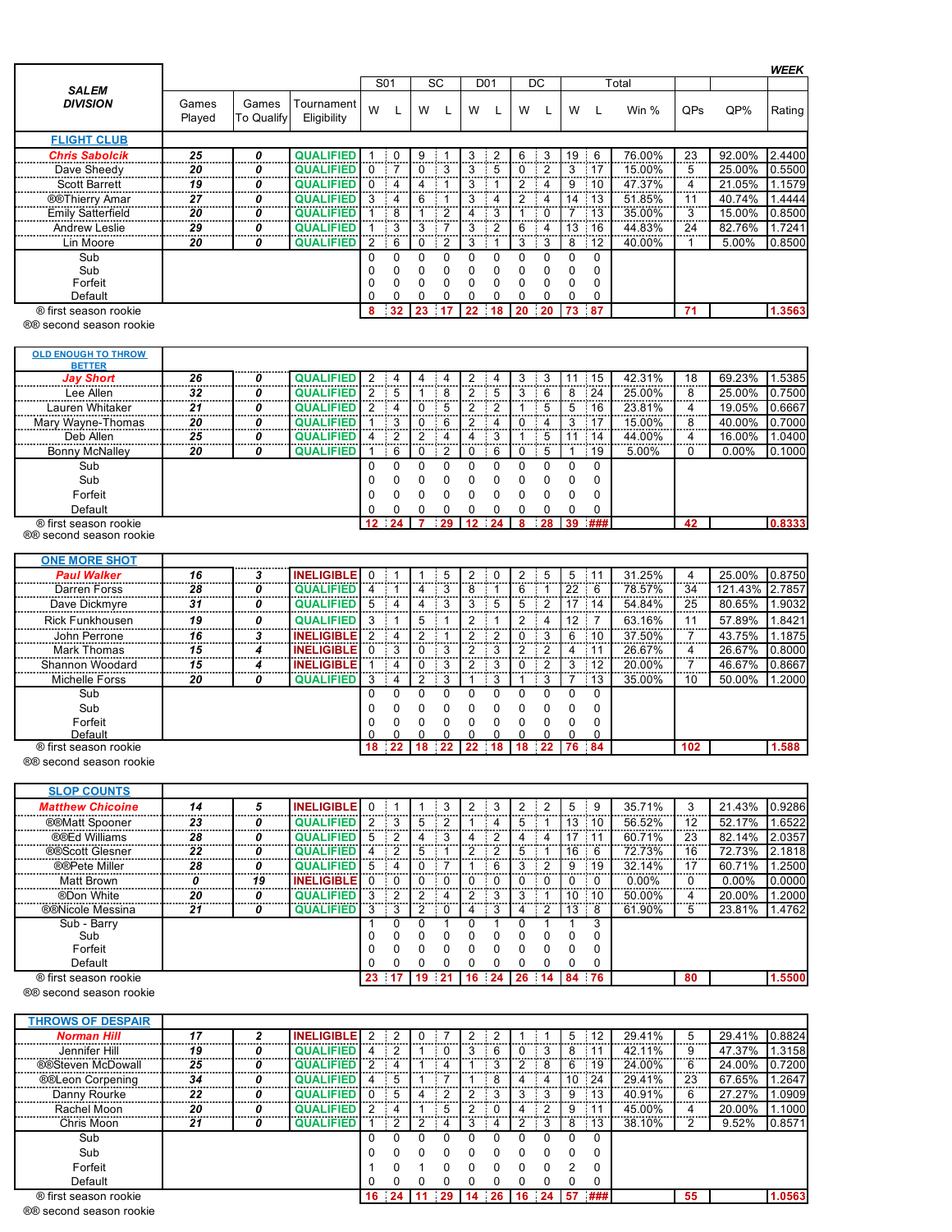| SALEM DIVISION | Games Played | Games To Qualify | Tournament Eligibility | S01 W | S01 L | SC W | SC L | D01 W | D01 L | DC W | DC L | Total W | Total L | Win % | QPs | QP% | WEEK Rating |
|---|---|---|---|---|---|---|---|---|---|---|---|---|---|---|---|---|---|
| **FLIGHT CLUB** | | | | | | | | | | | | | | | | | |
| *Chris Sabolcik* | 25 | 0 | QUALIFIED | 1 | 0 | 9 | 1 | 3 | 2 | 6 | 3 | 19 | 6 | 76.00% | 23 | 92.00% | 2.4400 |
| Dave Sheedy | 20 | 0 | QUALIFIED | 0 | 7 | 0 | 3 | 3 | 5 | 0 | 2 | 3 | 17 | 15.00% | 5 | 25.00% | 0.5500 |
| Scott Barrett | 19 | 0 | QUALIFIED | 0 | 4 | 4 | 1 | 3 | 1 | 2 | 4 | 9 | 10 | 47.37% | 4 | 21.05% | 1.1579 |
| ®®Thierry Amar | 27 | 0 | QUALIFIED | 3 | 4 | 6 | 1 | 3 | 4 | 2 | 4 | 14 | 13 | 51.85% | 11 | 40.74% | 1.4444 |
| Emily Satterfield | 20 | 0 | QUALIFIED | 1 | 8 | 1 | 2 | 4 | 3 | 1 | 0 | 7 | 13 | 35.00% | 3 | 15.00% | 0.8500 |
| Andrew Leslie | 29 | 0 | QUALIFIED | 1 | 3 | 3 | 7 | 3 | 2 | 6 | 4 | 13 | 16 | 44.83% | 24 | 82.76% | 1.7241 |
| Lin Moore | 20 | 0 | QUALIFIED | 2 | 6 | 0 | 2 | 3 | 1 | 3 | 3 | 8 | 12 | 40.00% | 1 | 5.00% | 0.8500 |
| Sub | | | | 0 | 0 | 0 | 0 | 0 | 0 | 0 | 0 | 0 | 0 | | | | |
| Sub | | | | 0 | 0 | 0 | 0 | 0 | 0 | 0 | 0 | 0 | 0 | | | | |
| Forfeit | | | | 0 | 0 | 0 | 0 | 0 | 0 | 0 | 0 | 0 | 0 | | | | |
| Default | | | | 0 | 0 | 0 | 0 | 0 | 0 | 0 | 0 | 0 | 0 | | | | |
| ® first season rookie | | | | 8 | 32 | 23 | 17 | 22 | 18 | 20 | 20 | 73 | 87 | | 71 | | 1.3563 |
| ®® second season rookie | | | | | | | | | | | | | | | | | |
| **OLD ENOUGH TO THROW BETTER** | | | | | | | | | | | | | | | | | |
| *Jay Short* | 26 | 0 | QUALIFIED | 2 | 4 | 4 | 4 | 2 | 4 | 3 | 3 | 11 | 15 | 42.31% | 18 | 69.23% | 1.5385 |
| Lee Allen | 32 | 0 | QUALIFIED | 2 | 5 | 1 | 8 | 2 | 5 | 3 | 6 | 8 | 24 | 25.00% | 8 | 25.00% | 0.7500 |
| Lauren Whitaker | 21 | 0 | QUALIFIED | 2 | 4 | 0 | 5 | 2 | 2 | 1 | 5 | 5 | 16 | 23.81% | 4 | 19.05% | 0.6667 |
| Mary Wayne-Thomas | 20 | 0 | QUALIFIED | 1 | 3 | 0 | 6 | 2 | 4 | 0 | 4 | 3 | 17 | 15.00% | 8 | 40.00% | 0.7000 |
| Deb Allen | 25 | 0 | QUALIFIED | 4 | 2 | 2 | 4 | 4 | 3 | 1 | 5 | 11 | 14 | 44.00% | 4 | 16.00% | 1.0400 |
| Bonny McNalley | 20 | 0 | QUALIFIED | 1 | 6 | 0 | 2 | 0 | 6 | 0 | 5 | 1 | 19 | 5.00% | 0 | 0.00% | 0.1000 |
| Sub | | | | 0 | 0 | 0 | 0 | 0 | 0 | 0 | 0 | 0 | 0 | | | | |
| Sub | | | | 0 | 0 | 0 | 0 | 0 | 0 | 0 | 0 | 0 | 0 | | | | |
| Forfeit | | | | 0 | 0 | 0 | 0 | 0 | 0 | 0 | 0 | 0 | 0 | | | | |
| Default | | | | 0 | 0 | 0 | 0 | 0 | 0 | 0 | 0 | 0 | 0 | | | | |
| ® first season rookie | | | | 12 | 24 | 7 | 29 | 12 | 24 | 8 | 28 | 39 | ### | | 42 | | 0.8333 |
| ®® second season rookie | | | | | | | | | | | | | | | | | |
| **ONE MORE SHOT** | | | | | | | | | | | | | | | | | |
| *Paul Walker* | 16 | 3 | INELIGIBLE | 0 | 1 | 1 | 5 | 2 | 0 | 2 | 5 | 5 | 11 | 31.25% | 4 | 25.00% | 0.8750 |
| Darren Forss | 28 | 0 | QUALIFIED | 4 | 1 | 4 | 3 | 8 | 1 | 6 | 1 | 22 | 6 | 78.57% | 34 | 121.43% | 2.7857 |
| Dave Dickmyre | 31 | 0 | QUALIFIED | 5 | 4 | 4 | 3 | 3 | 5 | 5 | 2 | 17 | 14 | 54.84% | 25 | 80.65% | 1.9032 |
| Rick Funkhousen | 19 | 0 | QUALIFIED | 3 | 1 | 5 | 1 | 2 | 1 | 2 | 4 | 12 | 7 | 63.16% | 11 | 57.89% | 1.8421 |
| John Perrone | 16 | 3 | INELIGIBLE | 2 | 4 | 2 | 1 | 2 | 2 | 0 | 3 | 6 | 10 | 37.50% | 7 | 43.75% | 1.1875 |
| Mark Thomas | 15 | 4 | INELIGIBLE | 0 | 3 | 0 | 3 | 2 | 3 | 2 | 2 | 4 | 11 | 26.67% | 4 | 26.67% | 0.8000 |
| Shannon Woodard | 15 | 4 | INELIGIBLE | 1 | 4 | 0 | 3 | 2 | 3 | 0 | 2 | 3 | 12 | 20.00% | 7 | 46.67% | 0.8667 |
| Michelle Forss | 20 | 0 | QUALIFIED | 3 | 4 | 2 | 3 | 1 | 3 | 1 | 3 | 7 | 13 | 35.00% | 10 | 50.00% | 1.2000 |
| Sub | | | | 0 | 0 | 0 | 0 | 0 | 0 | 0 | 0 | 0 | 0 | | | | |
| Sub | | | | 0 | 0 | 0 | 0 | 0 | 0 | 0 | 0 | 0 | 0 | | | | |
| Forfeit | | | | 0 | 0 | 0 | 0 | 0 | 0 | 0 | 0 | 0 | 0 | | | | |
| Default | | | | 0 | 0 | 0 | 0 | 0 | 0 | 0 | 0 | 0 | 0 | | | | |
| ® first season rookie | | | | 18 | 22 | 18 | 22 | 22 | 18 | 18 | 22 | 76 | 84 | | 102 | | 1.588 |
| ®® second season rookie | | | | | | | | | | | | | | | | | |
| **SLOP COUNTS** | | | | | | | | | | | | | | | | | |
| *Matthew Chicoine* | 14 | 5 | INELIGIBLE | 0 | 1 | 1 | 3 | 2 | 3 | 2 | 2 | 5 | 9 | 35.71% | 3 | 21.43% | 0.9286 |
| ®®Matt Spooner | 23 | 0 | QUALIFIED | 2 | 3 | 5 | 2 | 1 | 4 | 5 | 1 | 13 | 10 | 56.52% | 12 | 52.17% | 1.6522 |
| ®®Ed Williams | 28 | 0 | QUALIFIED | 5 | 2 | 4 | 3 | 4 | 2 | 4 | 4 | 17 | 11 | 60.71% | 23 | 82.14% | 2.0357 |
| ®®Scott Glesner | 22 | 0 | QUALIFIED | 4 | 2 | 5 | 1 | 2 | 2 | 5 | 1 | 16 | 6 | 72.73% | 16 | 72.73% | 2.1818 |
| ®®Pete Miller | 28 | 0 | QUALIFIED | 5 | 4 | 0 | 7 | 1 | 6 | 3 | 2 | 9 | 19 | 32.14% | 17 | 60.71% | 1.2500 |
| Matt Brown | 0 | 19 | INELIGIBLE | 0 | 0 | 0 | 0 | 0 | 0 | 0 | 0 | 0 | 0 | 0.00% | 0 | 0.00% | 0.0000 |
| ®Don White | 20 | 0 | QUALIFIED | 3 | 2 | 2 | 4 | 2 | 3 | 3 | 1 | 10 | 10 | 50.00% | 4 | 20.00% | 1.2000 |
| ®®Nicole Messina | 21 | 0 | QUALIFIED | 3 | 3 | 2 | 0 | 4 | 3 | 4 | 2 | 13 | 8 | 61.90% | 5 | 23.81% | 1.4762 |
| Sub - Barry | | | | 1 | 0 | 0 | 1 | 0 | 1 | 0 | 1 | 1 | 3 | | | | |
| Sub | | | | 0 | 0 | 0 | 0 | 0 | 0 | 0 | 0 | 0 | 0 | | | | |
| Forfeit | | | | 0 | 0 | 0 | 0 | 0 | 0 | 0 | 0 | 0 | 0 | | | | |
| Default | | | | 0 | 0 | 0 | 0 | 0 | 0 | 0 | 0 | 0 | 0 | | | | |
| ® first season rookie | | | | 23 | 17 | 19 | 21 | 16 | 24 | 26 | 14 | 84 | 76 | | 80 | | 1.5500 |
| ®® second season rookie | | | | | | | | | | | | | | | | | |
| **THROWS OF DESPAIR** | | | | | | | | | | | | | | | | | |
| *Norman Hill* | 17 | 2 | INELIGIBLE | 2 | 2 | 0 | 7 | 2 | 2 | 1 | 1 | 5 | 12 | 29.41% | 5 | 29.41% | 0.8824 |
| Jennifer Hill | 19 | 0 | QUALIFIED | 4 | 2 | 1 | 0 | 3 | 6 | 0 | 3 | 8 | 11 | 42.11% | 9 | 47.37% | 1.3158 |
| ®®Steven McDowall | 25 | 0 | QUALIFIED | 2 | 4 | 1 | 4 | 1 | 3 | 2 | 8 | 6 | 19 | 24.00% | 6 | 24.00% | 0.7200 |
| ®®Leon Corpening | 34 | 0 | QUALIFIED | 4 | 5 | 1 | 7 | 1 | 8 | 4 | 4 | 10 | 24 | 29.41% | 23 | 67.65% | 1.2647 |
| Danny Rourke | 22 | 0 | QUALIFIED | 0 | 5 | 4 | 2 | 2 | 3 | 3 | 3 | 9 | 13 | 40.91% | 6 | 27.27% | 1.0909 |
| Rachel Moon | 20 | 0 | QUALIFIED | 2 | 4 | 1 | 5 | 2 | 0 | 4 | 2 | 9 | 11 | 45.00% | 4 | 20.00% | 1.1000 |
| Chris Moon | 21 | 0 | QUALIFIED | 1 | 2 | 2 | 4 | 3 | 4 | 2 | 3 | 8 | 13 | 38.10% | 2 | 9.52% | 0.8571 |
| Sub | | | | 0 | 0 | 0 | 0 | 0 | 0 | 0 | 0 | 0 | 0 | | | | |
| Sub | | | | 0 | 0 | 0 | 0 | 0 | 0 | 0 | 0 | 0 | 0 | | | | |
| Forfeit | | | | 1 | 0 | 1 | 0 | 0 | 0 | 0 | 0 | 2 | 0 | | | | |
| Default | | | | 0 | 0 | 0 | 0 | 0 | 0 | 0 | 0 | 0 | 0 | | | | |
| ® first season rookie | | | | 16 | 24 | 11 | 29 | 14 | 26 | 16 | 24 | 57 | ### | | 55 | | 1.0563 |
| ®® second season rookie | | | | | | | | | | | | | | | | | |